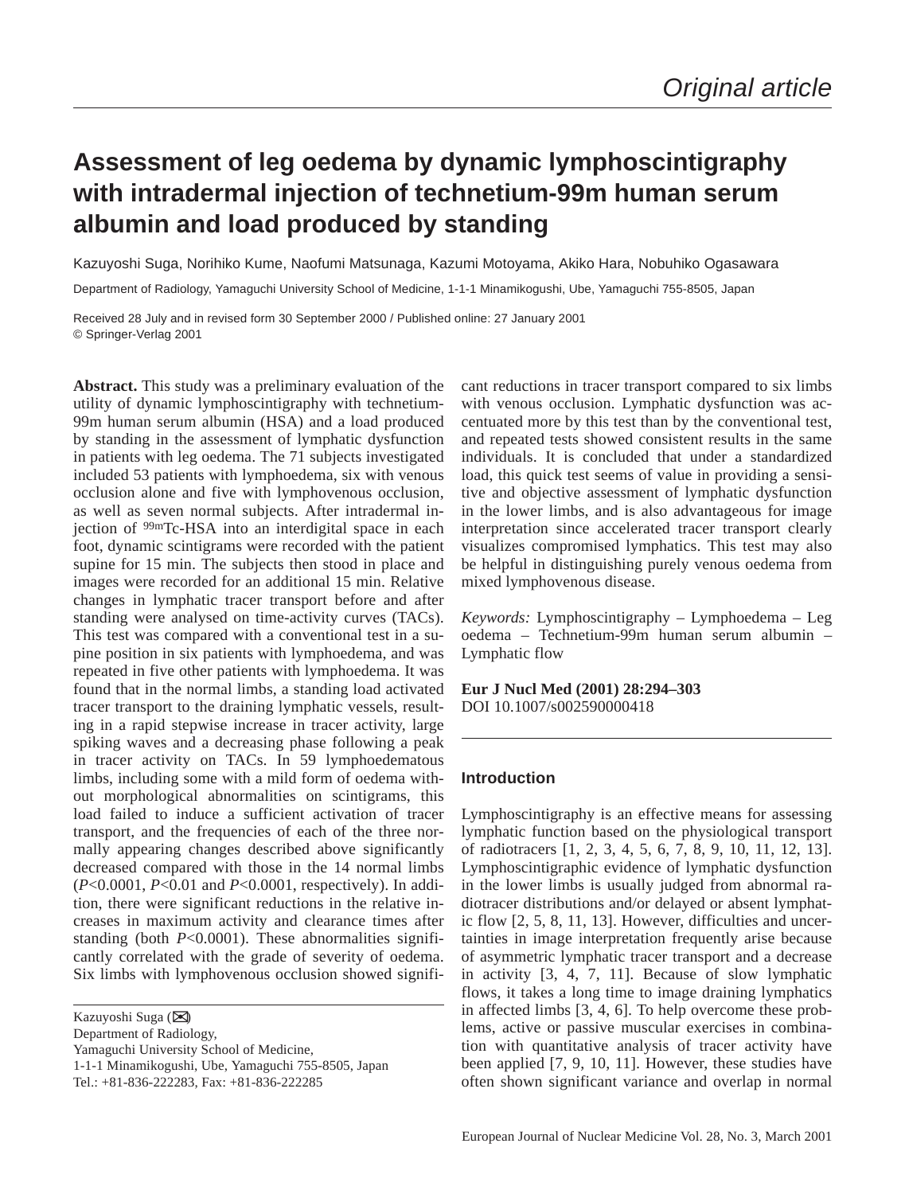Original article

# Assessment of leg oedema by dynamic lymphoscintigraphy with intradermal injection of technetium-99m human serum albumin and load produced by standing

Kazuyoshi Suga, Norihiko Kume, Naofumi Matsunaga, Kazumi Motoyama, Akiko Hara, Nobuhiko Ogasawara

Department of Radiology, Yamaguchi University School of Medicine, 1-1-1 Minamikogushi, Ube, Yamaguchi 755-8505, Japan

Received 28 July and in revised form 30 September 2000 / Published online: 27 January 2001
© Springer-Verlag 2001

**Abstract.** This study was a preliminary evaluation of the utility of dynamic lymphoscintigraphy with technetium-99m human serum albumin (HSA) and a load produced by standing in the assessment of lymphatic dysfunction in patients with leg oedema. The 71 subjects investigated included 53 patients with lymphoedema, six with venous occlusion alone and five with lymphovenous occlusion, as well as seven normal subjects. After intradermal injection of $^{99m}$Tc-HSA into an interdigital space in each foot, dynamic scintigrams were recorded with the patient supine for 15 min. The subjects then stood in place and images were recorded for an additional 15 min. Relative changes in lymphatic tracer transport before and after standing were analysed on time-activity curves (TACs). This test was compared with a conventional test in a supine position in six patients with lymphoedema, and was repeated in five other patients with lymphoedema. It was found that in the normal limbs, a standing load activated tracer transport to the draining lymphatic vessels, resulting in a rapid stepwise increase in tracer activity, large spiking waves and a decreasing phase following a peak in tracer activity on TACs. In 59 lymphoedematous limbs, including some with a mild form of oedema without morphological abnormalities on scintigrams, this load failed to induce a sufficient activation of tracer transport, and the frequencies of each of the three normally appearing changes described above significantly decreased compared with those in the 14 normal limbs ($P$<0.0001, $P$<0.01 and $P$<0.0001, respectively). In addition, there were significant reductions in the relative increases in maximum activity and clearance times after standing (both $P$<0.0001). These abnormalities significantly correlated with the grade of severity of oedema. Six limbs with lymphovenous occlusion showed significant reductions in tracer transport compared to six limbs with venous occlusion. Lymphatic dysfunction was accentuated more by this test than by the conventional test, and repeated tests showed consistent results in the same individuals. It is concluded that under a standardized load, this quick test seems of value in providing a sensitive and objective assessment of lymphatic dysfunction in the lower limbs, and is also advantageous for image interpretation since accelerated tracer transport clearly visualizes compromised lymphatics. This test may also be helpful in distinguishing purely venous oedema from mixed lymphovenous disease.

*Keywords:* Lymphoscintigraphy – Lymphoedema – Leg oedema – Technetium-99m human serum albumin – Lymphatic flow

**Eur J Nucl Med (2001) 28:294–303**
DOI 10.1007/s002590000418

Kazuyoshi Suga (✉)
Department of Radiology,
Yamaguchi University School of Medicine,
1-1-1 Minamikogushi, Ube, Yamaguchi 755-8505, Japan
Tel.: +81-836-222283, Fax: +81-836-222285

## Introduction

Lymphoscintigraphy is an effective means for assessing lymphatic function based on the physiological transport of radiotracers [1, 2, 3, 4, 5, 6, 7, 8, 9, 10, 11, 12, 13]. Lymphoscintigraphic evidence of lymphatic dysfunction in the lower limbs is usually judged from abnormal radiotracer distributions and/or delayed or absent lymphatic flow [2, 5, 8, 11, 13]. However, difficulties and uncertainties in image interpretation frequently arise because of asymmetric lymphatic tracer transport and a decrease in activity [3, 4, 7, 11]. Because of slow lymphatic flows, it takes a long time to image draining lymphatics in affected limbs [3, 4, 6]. To help overcome these problems, active or passive muscular exercises in combination with quantitative analysis of tracer activity have been applied [7, 9, 10, 11]. However, these studies have often shown significant variance and overlap in normal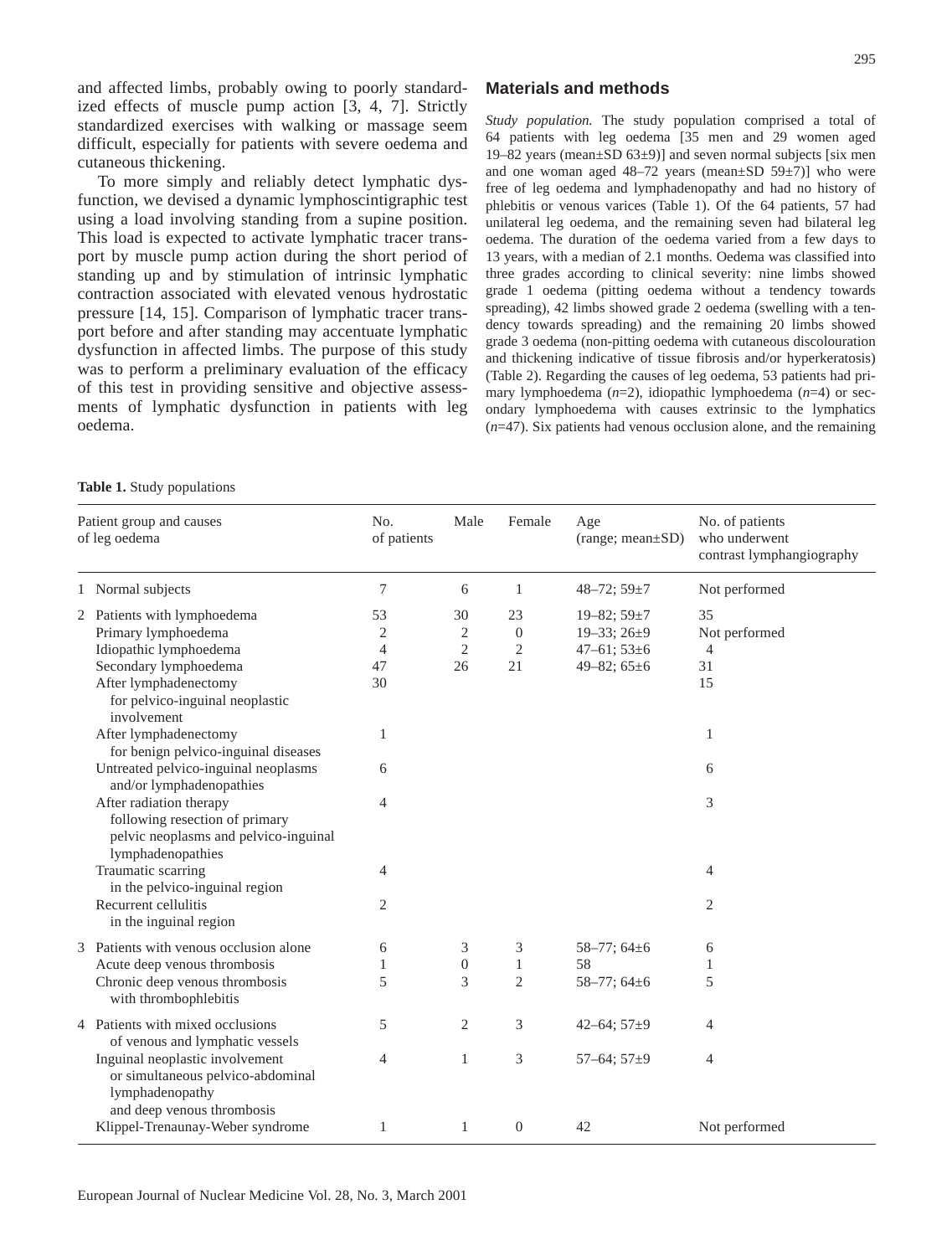and affected limbs, probably owing to poorly standardized effects of muscle pump action [3, 4, 7]. Strictly standardized exercises with walking or massage seem difficult, especially for patients with severe oedema and cutaneous thickening.

To more simply and reliably detect lymphatic dysfunction, we devised a dynamic lymphoscintigraphic test using a load involving standing from a supine position. This load is expected to activate lymphatic tracer transport by muscle pump action during the short period of standing up and by stimulation of intrinsic lymphatic contraction associated with elevated venous hydrostatic pressure [14, 15]. Comparison of lymphatic tracer transport before and after standing may accentuate lymphatic dysfunction in affected limbs. The purpose of this study was to perform a preliminary evaluation of the efficacy of this test in providing sensitive and objective assessments of lymphatic dysfunction in patients with leg oedema.

## Materials and methods

*Study population.* The study population comprised a total of 64 patients with leg oedema [35 men and 29 women aged 19–82 years (mean±SD 63±9)] and seven normal subjects [six men and one woman aged 48–72 years (mean±SD 59±7)] who were free of leg oedema and lymphadenopathy and had no history of phlebitis or venous varices (Table 1). Of the 64 patients, 57 had unilateral leg oedema, and the remaining seven had bilateral leg oedema. The duration of the oedema varied from a few days to 13 years, with a median of 2.1 months. Oedema was classified into three grades according to clinical severity: nine limbs showed grade 1 oedema (pitting oedema without a tendency towards spreading), 42 limbs showed grade 2 oedema (swelling with a tendency towards spreading) and the remaining 20 limbs showed grade 3 oedema (non-pitting oedema with cutaneous discolouration and thickening indicative of tissue fibrosis and/or hyperkeratosis) (Table 2). Regarding the causes of leg oedema, 53 patients had primary lymphoedema (*n*=2), idiopathic lymphoedema (*n*=4) or secondary lymphoedema with causes extrinsic to the lymphatics (*n*=47). Six patients had venous occlusion alone, and the remaining

**Table 1.** Study populations

| Patient group and causes of leg oedema | No. of patients | Male | Female | Age (range; mean±SD) | No. of patients who underwent contrast lymphangiography |
|---|---|---|---|---|---|
| 1 Normal subjects | 7 | 6 | 1 | 48–72; 59±7 | Not performed |
| 2 Patients with lymphoedema | 53 | 30 | 23 | 19–82; 59±7 | 35 |
| Primary lymphoedema | 2 | 2 | 0 | 19–33; 26±9 | Not performed |
| Idiopathic lymphoedema | 4 | 2 | 2 | 47–61; 53±6 | 4 |
| Secondary lymphoedema | 47 | 26 | 21 | 49–82; 65±6 | 31 |
| After lymphadenectomy for pelvico-inguinal neoplastic involvement | 30 | | | | 15 |
| After lymphadenectomy for benign pelvico-inguinal diseases | 1 | | | | 1 |
| Untreated pelvico-inguinal neoplasms and/or lymphadenopathies | 6 | | | | 6 |
| After radiation therapy following resection of primary pelvic neoplasms and pelvico-inguinal lymphadenopathies | 4 | | | | 3 |
| Traumatic scarring in the pelvico-inguinal region | 4 | | | | 4 |
| Recurrent cellulitis in the inguinal region | 2 | | | | 2 |
| 3 Patients with venous occlusion alone | 6 | 3 | 3 | 58–77; 64±6 | 6 |
| Acute deep venous thrombosis | 1 | 0 | 1 | 58 | 1 |
| Chronic deep venous thrombosis with thrombophlebitis | 5 | 3 | 2 | 58–77; 64±6 | 5 |
| 4 Patients with mixed occlusions of venous and lymphatic vessels | 5 | 2 | 3 | 42–64; 57±9 | 4 |
| Inguinal neoplastic involvement or simultaneous pelvico-abdominal lymphadenopathy and deep venous thrombosis | 4 | 1 | 3 | 57–64; 57±9 | 4 |
| Klippel-Trenaunay-Weber syndrome | 1 | 1 | 0 | 42 | Not performed |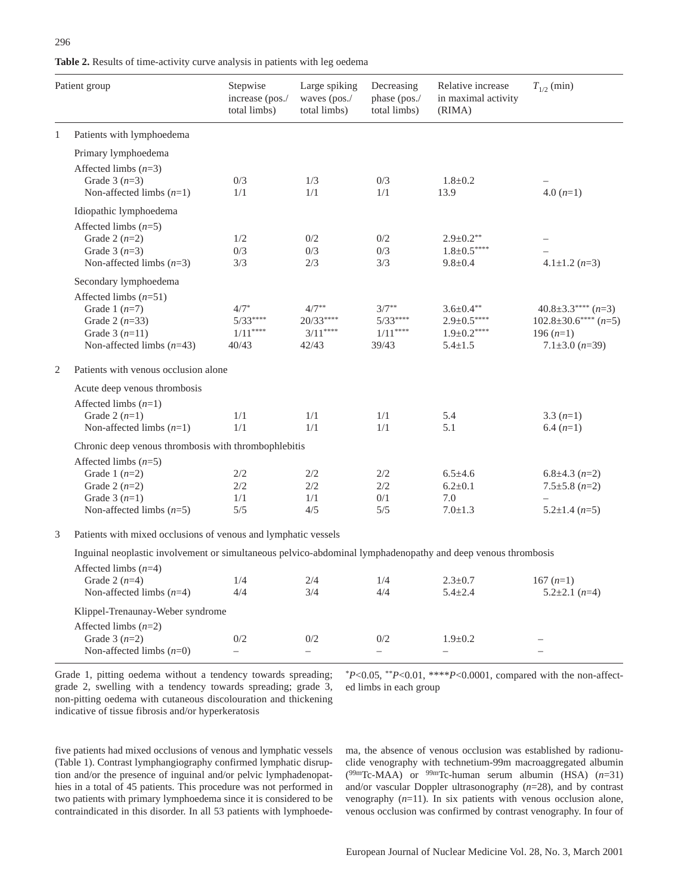**Table 2.** Results of time-activity curve analysis in patients with leg oedema

| Patient group | Stepwise increase (pos./ total limbs) | Large spiking waves (pos./ total limbs) | Decreasing phase (pos./ total limbs) | Relative increase in maximal activity (RIMA) | $T_{1/2}$ (min) |
|---|---|---|---|---|---|
| **1 Patients with lymphoedema** | | | | | |
| Primary lymphoedema | | | | | |
| Affected limbs (*n*=3) | | | | | |
| Grade 3 (*n*=3) | 0/3 | 1/3 | 0/3 | 1.8±0.2 | – |
| Non-affected limbs (*n*=1) | 1/1 | 1/1 | 1/1 | 13.9 | 4.0 (*n*=1) |
| Idiopathic lymphoedema | | | | | |
| Affected limbs (*n*=5) | | | | | |
| Grade 2 (*n*=2) | 1/2 | 0/2 | 0/2 | 2.9±0.2** | – |
| Grade 3 (*n*=3) | 0/3 | 0/3 | 0/3 | 1.8±0.5**** | – |
| Non-affected limbs (*n*=3) | 3/3 | 2/3 | 3/3 | 9.8±0.4 | 4.1±1.2 (*n*=3) |
| Secondary lymphoedema | | | | | |
| Affected limbs (*n*=51) | | | | | |
| Grade 1 (*n*=7) | 4/7* | 4/7** | 3/7** | 3.6±0.4** | 40.8±3.3**** (*n*=3) |
| Grade 2 (*n*=33) | 5/33**** | 20/33**** | 5/33**** | 2.9±0.5**** | 102.8±30.6**** (*n*=5) |
| Grade 3 (*n*=11) | 1/11**** | 3/11**** | 1/11**** | 1.9±0.2**** | 196 (*n*=1) |
| Non-affected limbs (*n*=43) | 40/43 | 42/43 | 39/43 | 5.4±1.5 | 7.1±3.0 (*n*=39) |
| **2 Patients with venous occlusion alone** | | | | | |
| Acute deep venous thrombosis | | | | | |
| Affected limbs (*n*=1) | | | | | |
| Grade 2 (*n*=1) | 1/1 | 1/1 | 1/1 | 5.4 | 3.3 (*n*=1) |
| Non-affected limbs (*n*=1) | 1/1 | 1/1 | 1/1 | 5.1 | 6.4 (*n*=1) |
| Chronic deep venous thrombosis with thrombophlebitis | | | | | |
| Affected limbs (*n*=5) | | | | | |
| Grade 1 (*n*=2) | 2/2 | 2/2 | 2/2 | 6.5±4.6 | 6.8±4.3 (*n*=2) |
| Grade 2 (*n*=2) | 2/2 | 2/2 | 2/2 | 6.2±0.1 | 7.5±5.8 (*n*=2) |
| Grade 3 (*n*=1) | 1/1 | 1/1 | 0/1 | 7.0 | – |
| Non-affected limbs (*n*=5) | 5/5 | 4/5 | 5/5 | 7.0±1.3 | 5.2±1.4 (*n*=5) |
| **3 Patients with mixed occlusions of venous and lymphatic vessels** | | | | | |
| Inguinal neoplastic involvement or simultaneous pelvico-abdominal lymphadenopathy and deep venous thrombosis | | | | | |
| Affected limbs (*n*=4) | | | | | |
| Grade 2 (*n*=4) | 1/4 | 2/4 | 1/4 | 2.3±0.7 | 167 (*n*=1) |
| Non-affected limbs (*n*=4) | 4/4 | 3/4 | 4/4 | 5.4±2.4 | 5.2±2.1 (*n*=4) |
| Klippel-Trenaunay-Weber syndrome | | | | | |
| Affected limbs (*n*=2) | | | | | |
| Grade 3 (*n*=2) | 0/2 | 0/2 | 0/2 | 1.9±0.2 | – |
| Non-affected limbs (*n*=0) | – | – | – | – | – |

Grade 1, pitting oedema without a tendency towards spreading; grade 2, swelling with a tendency towards spreading; grade 3, non-pitting oedema with cutaneous discolouration and thickening indicative of tissue fibrosis and/or hyperkeratosis

*$P$<0.05, **$P$<0.01, ****$P$<0.0001, compared with the non-affected limbs in each group

five patients had mixed occlusions of venous and lymphatic vessels (Table 1). Contrast lymphangiography confirmed lymphatic disruption and/or the presence of inguinal and/or pelvic lymphadenopathies in a total of 45 patients. This procedure was not performed in two patients with primary lymphoedema since it is considered to be contraindicated in this disorder. In all 53 patients with lymphoedema, the absence of venous occlusion was established by radionuclide venography with technetium-99m macroaggregated albumin ($^{99m}$Tc-MAA) or $^{99m}$Tc-human serum albumin (HSA) (*n*=31) and/or vascular Doppler ultrasonography (*n*=28), and by contrast venography (*n*=11). In six patients with venous occlusion alone, venous occlusion was confirmed by contrast venography. In four of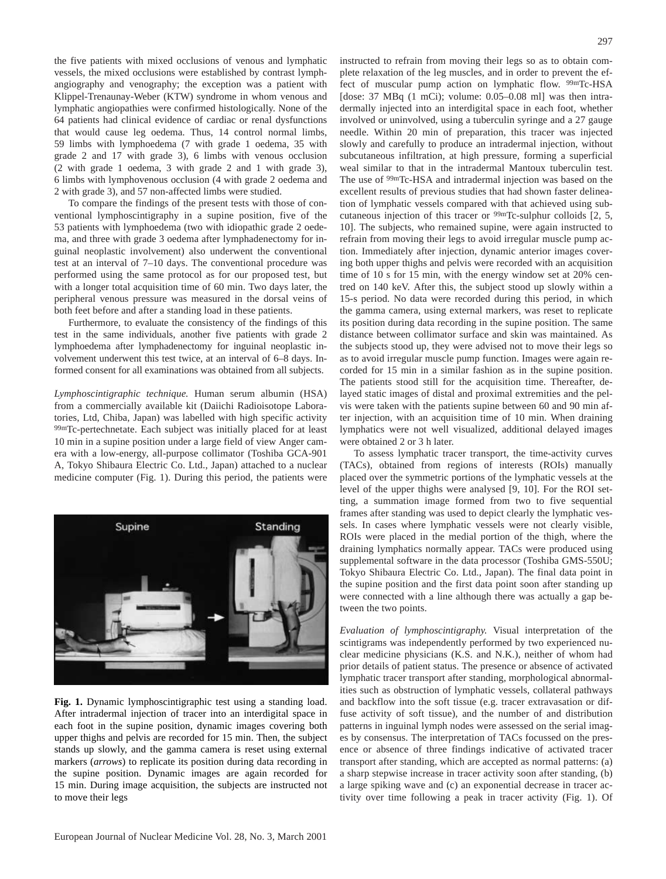the five patients with mixed occlusions of venous and lymphatic vessels, the mixed occlusions were established by contrast lymphangiography and venography; the exception was a patient with Klippel-Trenaunay-Weber (KTW) syndrome in whom venous and lymphatic angiopathies were confirmed histologically. None of the 64 patients had clinical evidence of cardiac or renal dysfunctions that would cause leg oedema. Thus, 14 control normal limbs, 59 limbs with lymphoedema (7 with grade 1 oedema, 35 with grade 2 and 17 with grade 3), 6 limbs with venous occlusion (2 with grade 1 oedema, 3 with grade 2 and 1 with grade 3), 6 limbs with lymphovenous occlusion (4 with grade 2 oedema and 2 with grade 3), and 57 non-affected limbs were studied.

To compare the findings of the present tests with those of conventional lymphoscintigraphy in a supine position, five of the 53 patients with lymphoedema (two with idiopathic grade 2 oedema, and three with grade 3 oedema after lymphadenectomy for inguinal neoplastic involvement) also underwent the conventional test at an interval of 7–10 days. The conventional procedure was performed using the same protocol as for our proposed test, but with a longer total acquisition time of 60 min. Two days later, the peripheral venous pressure was measured in the dorsal veins of both feet before and after a standing load in these patients.

Furthermore, to evaluate the consistency of the findings of this test in the same individuals, another five patients with grade 2 lymphoedema after lymphadenectomy for inguinal neoplastic involvement underwent this test twice, at an interval of 6–8 days. Informed consent for all examinations was obtained from all subjects.

*Lymphoscintigraphic technique.* Human serum albumin (HSA) from a commercially available kit (Daiichi Radioisotope Laboratories, Ltd, Chiba, Japan) was labelled with high specific activity $^{99m}$Tc-pertechnetate. Each subject was initially placed for at least 10 min in a supine position under a large field of view Anger camera with a low-energy, all-purpose collimator (Toshiba GCA-901 A, Tokyo Shibaura Electric Co. Ltd., Japan) attached to a nuclear medicine computer (Fig. 1). During this period, the patients were instructed to refrain from moving their legs so as to obtain complete relaxation of the leg muscles, and in order to prevent the effect of muscular pump action on lymphatic flow. $^{99m}$Tc-HSA [dose: 37 MBq (1 mCi); volume: 0.05–0.08 ml] was then intradermally injected into an interdigital space in each foot, whether involved or uninvolved, using a tuberculin syringe and a 27 gauge needle. Within 20 min of preparation, this tracer was injected slowly and carefully to produce an intradermal injection, without subcutaneous infiltration, at high pressure, forming a superficial weal similar to that in the intradermal Mantoux tuberculin test. The use of $^{99m}$Tc-HSA and intradermal injection was based on the excellent results of previous studies that had shown faster delineation of lymphatic vessels compared with that achieved using subcutaneous injection of this tracer or $^{99m}$Tc-sulphur colloids [2, 5, 10]. The subjects, who remained supine, were again instructed to refrain from moving their legs to avoid irregular muscle pump action. Immediately after injection, dynamic anterior images covering both upper thighs and pelvis were recorded with an acquisition time of 10 s for 15 min, with the energy window set at 20% centred on 140 keV. After this, the subject stood up slowly within a 15-s period. No data were recorded during this period, in which the gamma camera, using external markers, was reset to replicate its position during data recording in the supine position. The same distance between collimator surface and skin was maintained. As the subjects stood up, they were advised not to move their legs so as to avoid irregular muscle pump function. Images were again recorded for 15 min in a similar fashion as in the supine position. The patients stood still for the acquisition time. Thereafter, delayed static images of distal and proximal extremities and the pelvis were taken with the patients supine between 60 and 90 min after injection, with an acquisition time of 10 min. When draining lymphatics were not well visualized, additional delayed images were obtained 2 or 3 h later.

**Fig. 1.** Dynamic lymphoscintigraphic test using a standing load. After intradermal injection of tracer into an interdigital space in each foot in the supine position, dynamic images covering both upper thighs and pelvis are recorded for 15 min. Then, the subject stands up slowly, and the gamma camera is reset using external markers (*arrows*) to replicate its position during data recording in the supine position. Dynamic images are again recorded for 15 min. During image acquisition, the subjects are instructed not to move their legs

To assess lymphatic tracer transport, the time-activity curves (TACs), obtained from regions of interests (ROIs) manually placed over the symmetric portions of the lymphatic vessels at the level of the upper thighs were analysed [9, 10]. For the ROI setting, a summation image formed from two to five sequential frames after standing was used to depict clearly the lymphatic vessels. In cases where lymphatic vessels were not clearly visible, ROIs were placed in the medial portion of the thigh, where the draining lymphatics normally appear. TACs were produced using supplemental software in the data processor (Toshiba GMS-550U; Tokyo Shibaura Electric Co. Ltd., Japan). The final data point in the supine position and the first data point soon after standing up were connected with a line although there was actually a gap between the two points.

*Evaluation of lymphoscintigraphy.* Visual interpretation of the scintigrams was independently performed by two experienced nuclear medicine physicians (K.S. and N.K.), neither of whom had prior details of patient status. The presence or absence of activated lymphatic tracer transport after standing, morphological abnormalities such as obstruction of lymphatic vessels, collateral pathways and backflow into the soft tissue (e.g. tracer extravasation or diffuse activity of soft tissue), and the number of and distribution patterns in inguinal lymph nodes were assessed on the serial images by consensus. The interpretation of TACs focussed on the presence or absence of three findings indicative of activated tracer transport after standing, which are accepted as normal patterns: (a) a sharp stepwise increase in tracer activity soon after standing, (b) a large spiking wave and (c) an exponential decrease in tracer activity over time following a peak in tracer activity (Fig. 1). Of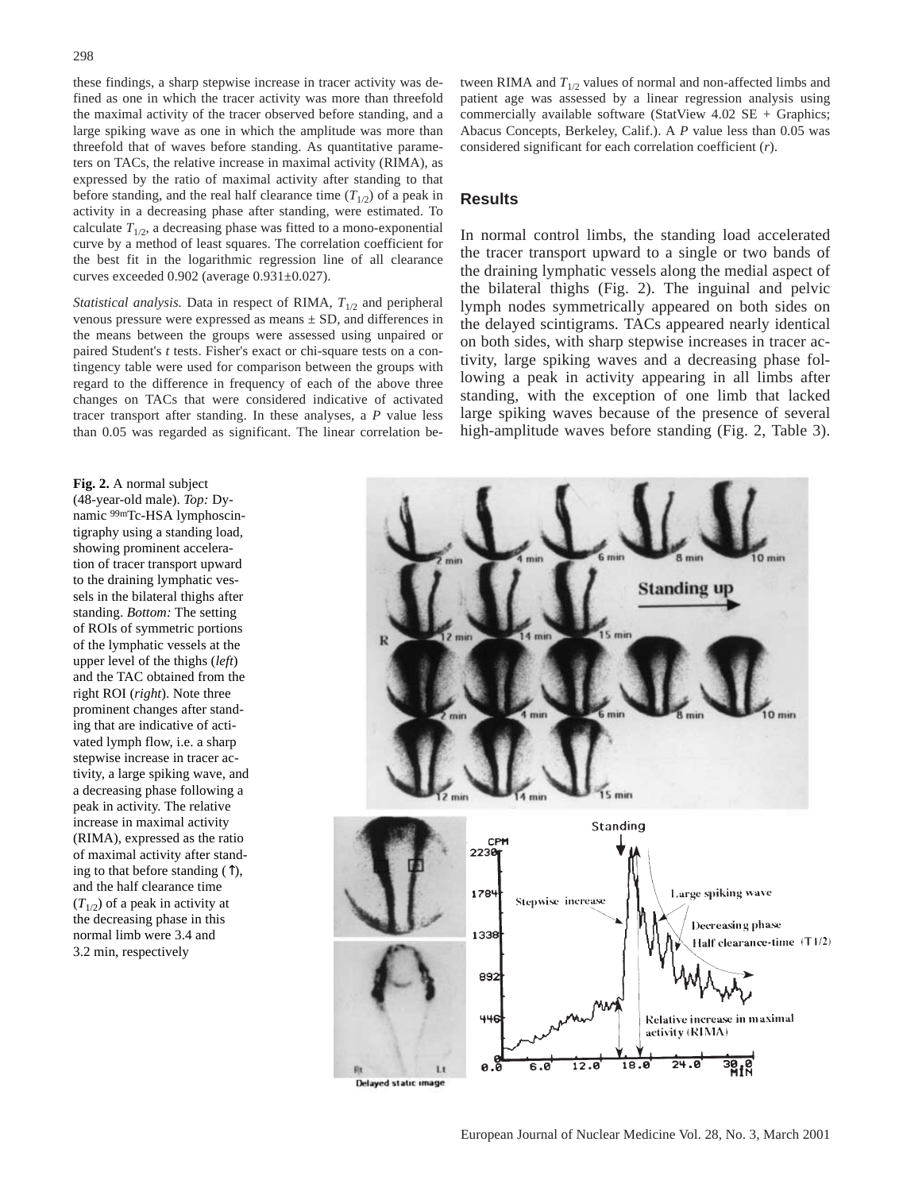these findings, a sharp stepwise increase in tracer activity was defined as one in which the tracer activity was more than threefold the maximal activity of the tracer observed before standing, and a large spiking wave as one in which the amplitude was more than threefold that of waves before standing. As quantitative parameters on TACs, the relative increase in maximal activity (RIMA), as expressed by the ratio of maximal activity after standing to that before standing, and the real half clearance time ($T_{1/2}$) of a peak in activity in a decreasing phase after standing, were estimated. To calculate $T_{1/2}$, a decreasing phase was fitted to a mono-exponential curve by a method of least squares. The correlation coefficient for the best fit in the logarithmic regression line of all clearance curves exceeded 0.902 (average 0.931±0.027).

*Statistical analysis.* Data in respect of RIMA, $T_{1/2}$ and peripheral venous pressure were expressed as means ± SD, and differences in the means between the groups were assessed using unpaired or paired Student's *t* tests. Fisher's exact or chi-square tests on a contingency table were used for comparison between the groups with regard to the difference in frequency of each of the above three changes on TACs that were considered indicative of activated tracer transport after standing. In these analyses, a *P* value less than 0.05 was regarded as significant. The linear correlation between RIMA and $T_{1/2}$ values of normal and non-affected limbs and patient age was assessed by a linear regression analysis using commercially available software (StatView 4.02 SE + Graphics; Abacus Concepts, Berkeley, Calif.). A *P* value less than 0.05 was considered significant for each correlation coefficient (*r*).

## Results

In normal control limbs, the standing load accelerated the tracer transport upward to a single or two bands of the draining lymphatic vessels along the medial aspect of the bilateral thighs (Fig. 2). The inguinal and pelvic lymph nodes symmetrically appeared on both sides on the delayed scintigrams. TACs appeared nearly identical on both sides, with sharp stepwise increases in tracer activity, large spiking waves and a decreasing phase following a peak in activity appearing in all limbs after standing, with the exception of one limb that lacked large spiking waves because of the presence of several high-amplitude waves before standing (Fig. 2, Table 3).

**Fig. 2.** A normal subject (48-year-old male). *Top:* Dynamic $^{99m}$Tc-HSA lymphoscintigraphy using a standing load, showing prominent acceleration of tracer transport upward to the draining lymphatic vessels in the bilateral thighs after standing. *Bottom:* The setting of symmetric portions of the lymphatic vessels at the upper level of the thighs (*left*) and the TAC obtained from the right ROI (*right*). Note three prominent changes after standing that are indicative of activated lymph flow, i.e. a sharp stepwise increase in tracer activity, a large spiking wave, and a decreasing phase following a peak in activity. The relative increase in maximal activity (RIMA), expressed as the ratio of maximal activity after standing to that before standing (↑), and the half clearance time ($T_{1/2}$) of a peak in activity at the decreasing phase in this normal limb were 3.4 and 3.2 min, respectively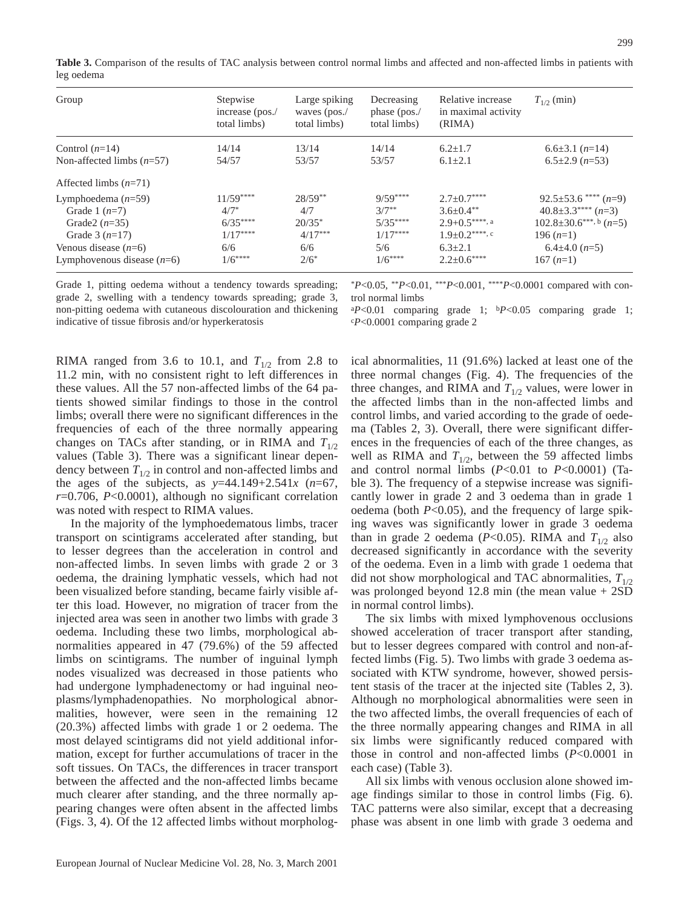**Table 3.** Comparison of the results of TAC analysis between control normal limbs and affected and non-affected limbs in patients with leg oedema

| Group | Stepwise increase (pos./ total limbs) | Large spiking waves (pos./ total limbs) | Decreasing phase (pos./ total limbs) | Relative increase in maximal activity (RIMA) | $T_{1/2}$ (min) |
|---|---|---|---|---|---|
| Control ($n$=14) | 14/14 | 13/14 | 14/14 | 6.2±1.7 | 6.6±3.1 ($n$=14) |
| Non-affected limbs ($n$=57) | 54/57 | 53/57 | 53/57 | 6.1±2.1 | 6.5±2.9 ($n$=53) |
| Affected limbs ($n$=71) | | | | | |
| Lymphoedema ($n$=59) | 11/59**** | 28/59** | 9/59**** | 2.7±0.7**** | 92.5±53.6 **** ($n$=9) |
| Grade 1 ($n$=7) | 4/7* | 4/7 | 3/7** | 3.6±0.4** | 40.8±3.3**** ($n$=3) |
| Grade2 ($n$=35) | 6/35**** | 20/35* | 5/35**** | 2.9+0.5****, a | 102.8±30.6***, b ($n$=5) |
| Grade 3 ($n$=17) | 1/17**** | 4/17*** | 1/17**** | 1.9±0.2****, c | 196 ($n$=1) |
| Venous disease ($n$=6) | 6/6 | 6/6 | 5/6 | 6.3±2.1 | 6.4±4.0 ($n$=5) |
| Lymphovenous disease ($n$=6) | 1/6**** | 2/6* | 1/6**** | 2.2±0.6**** | 167 ($n$=1) |

Grade 1, pitting oedema without a tendency towards spreading; grade 2, swelling with a tendency towards spreading; grade 3, non-pitting oedema with cutaneous discolouration and thickening indicative of tissue fibrosis and/or hyperkeratosis

*$P$<0.05, **$P$<0.01, ***$P$<0.001, ****$P$<0.0001 compared with control normal limbs

[a] $P$<0.01 comparing grade 1; [b] $P$<0.05 comparing grade 1; [c] $P$<0.0001 comparing grade 2

RIMA ranged from 3.6 to 10.1, and $T_{1/2}$ from 2.8 to 11.2 min, with no consistent right to left differences in these values. All the 57 non-affected limbs of the 64 patients showed similar findings to those in the control limbs; overall there were no significant differences in the frequencies of each of the three normally appearing changes on TACs after standing, or in RIMA and $T_{1/2}$ values (Table 3). There was a significant linear dependency between $T_{1/2}$ in control and non-affected limbs and the ages of the subjects, as $y$=44.149+2.541$x$ ($n$=67, $r$=0.706, $P$<0.0001), although no significant correlation was noted with respect to RIMA values.

In the majority of the lymphoedematous limbs, tracer transport on scintigrams accelerated after standing, but to lesser degrees than the acceleration in control and non-affected limbs. In seven limbs with grade 2 or 3 oedema, the draining lymphatic vessels, which had not been visualized before standing, became fairly visible after this load. However, no migration of tracer from the injected area was seen in another two limbs with grade 3 oedema. Including these two limbs, morphological abnormalities appeared in 47 (79.6%) of the 59 affected limbs on scintigrams. The number of inguinal lymph nodes visualized was decreased in those patients who had undergone lymphadenectomy or had inguinal neoplasms/lymphadenopathies. No morphological abnormalities, however, were seen in the remaining 12 (20.3%) affected limbs with grade 1 or 2 oedema. The most delayed scintigrams did not yield additional information, except for further accumulations of tracer in the soft tissues. On TACs, the differences in tracer transport between the affected and the non-affected limbs became much clearer after standing, and the three normally appearing changes were often absent in the affected limbs (Figs. 3, 4). Of the 12 affected limbs without morphological abnormalities, 11 (91.6%) lacked at least one of the three normal changes (Fig. 4). The frequencies of the three changes, and RIMA and $T_{1/2}$ values, were lower in the affected limbs than in the non-affected limbs and control limbs, and varied according to the grade of oedema (Tables 2, 3). Overall, there were significant differences in the frequencies of each of the three changes, as well as RIMA and $T_{1/2}$, between the 59 affected limbs and control normal limbs ($P$<0.01 to $P$<0.0001) (Table 3). The frequency of a stepwise increase was significantly lower in grade 2 and 3 oedema than in grade 1 oedema (both $P$<0.05), and the frequency of large spiking waves was significantly lower in grade 3 oedema than in grade 2 oedema ($P$<0.05). RIMA and $T_{1/2}$ also decreased significantly in accordance with the severity of the oedema. Even in a limb with grade 1 oedema that did not show morphological and TAC abnormalities, $T_{1/2}$ was prolonged beyond 12.8 min (the mean value + 2SD in normal control limbs).

The six limbs with mixed lymphovenous occlusions showed acceleration of tracer transport after standing, but to lesser degrees compared with control and non-affected limbs (Fig. 5). Two limbs with grade 3 oedema associated with KTW syndrome, however, showed persistent stasis of the tracer at the injected site (Tables 2, 3). Although no morphological abnormalities were seen in the two affected limbs, the overall frequencies of each of the three normally appearing changes and RIMA in all six limbs were significantly reduced compared with those in control and non-affected limbs ($P$<0.0001 in each case) (Table 3).

All six limbs with venous occlusion alone showed image findings similar to those in control limbs (Fig. 6). TAC patterns were also similar, except that a decreasing phase was absent in one limb with grade 3 oedema and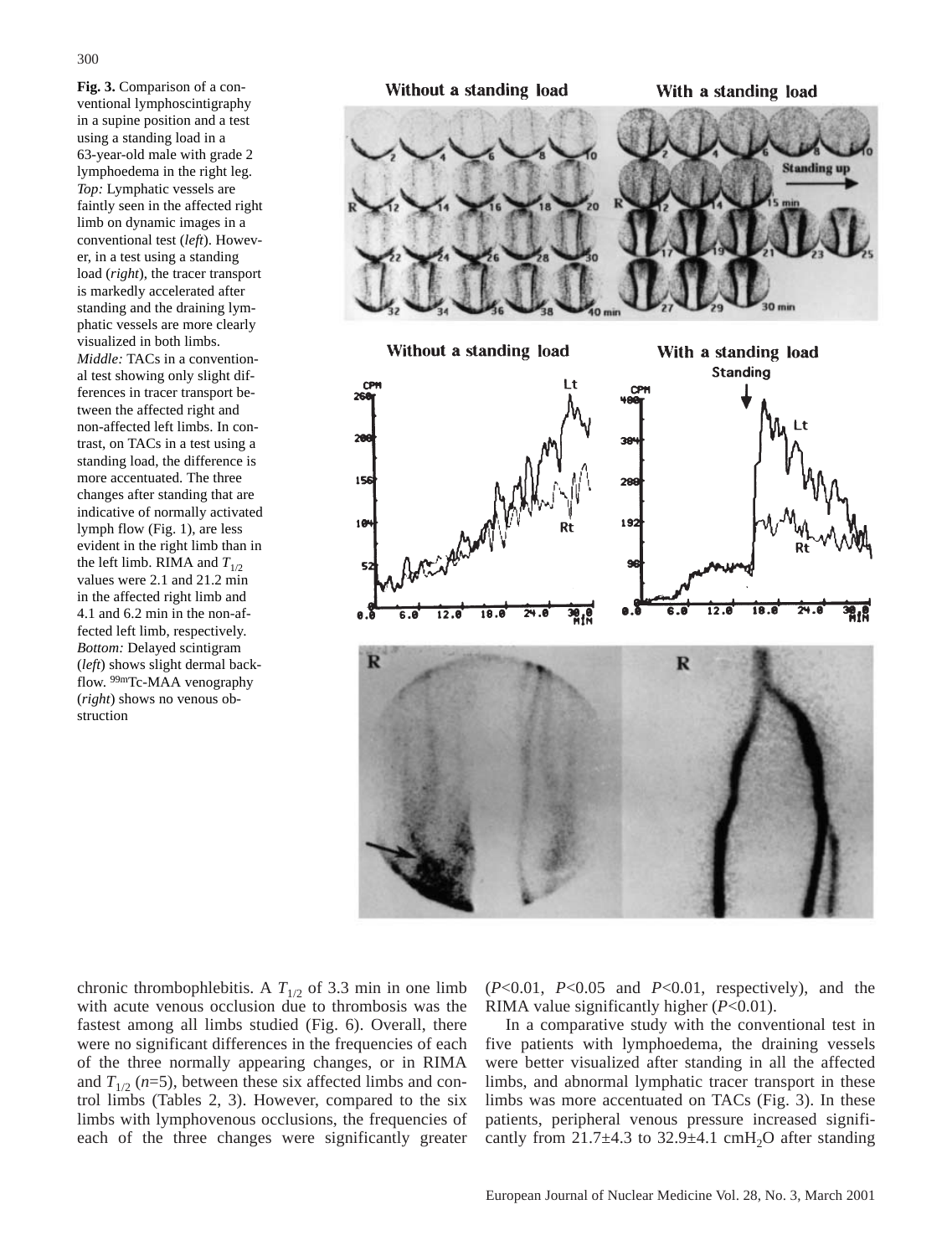**Fig. 3.** Comparison of a conventional lymphoscintigraphy in a supine position and a test using a standing load in a 63-year-old male with grade 2 lymphoedema in the right leg. *Top:* Lymphatic vessels are faintly seen in the affected right limb on dynamic images in a conventional test (*left*). However, in a test using a standing load (*right*), the tracer transport is markedly accelerated after standing and the draining lymphatic vessels are more clearly visualized in both limbs. *Middle:* TACs in a conventional test showing only slight differences in tracer transport between the affected right and non-affected left limbs. In contrast, on TACs in a test using a standing load, the difference is more accentuated. The three changes after standing that are indicative of normally activated lymph flow (Fig. 1), are less evident in the right limb than in the left limb. RIMA and $T_{1/2}$ values were 2.1 and 21.2 min in the affected right limb and 4.1 and 6.2 min in the non-affected left limb, respectively. *Bottom:* Delayed scintigram (*left*) shows slight dermal backflow. $^{99m}$Tc-MAA venography (*right*) shows no venous obstruction

chronic thrombophlebitis. A $T_{1/2}$ of 3.3 min in one limb with acute venous occlusion due to thrombosis was the fastest among all limbs studied (Fig. 6). Overall, there were no significant differences in the frequencies of each of the three normally appearing changes, or in RIMA and $T_{1/2}$ ($n$=5), between these six affected limbs and control limbs (Tables 2, 3). However, compared to the six limbs with lymphovenous occlusions, the frequencies of each of the three changes were significantly greater ($P$<0.01, $P$<0.05 and $P$<0.01, respectively), and the RIMA value significantly higher ($P$<0.01).

In a comparative study with the conventional test in five patients with lymphoedema, the draining vessels were better visualized after standing in all the affected limbs, and abnormal lymphatic tracer transport in these limbs was more accentuated on TACs (Fig. 3). In these patients, peripheral venous pressure increased significantly from 21.7±4.3 to 32.9±4.1 cm$H_2O$ after standing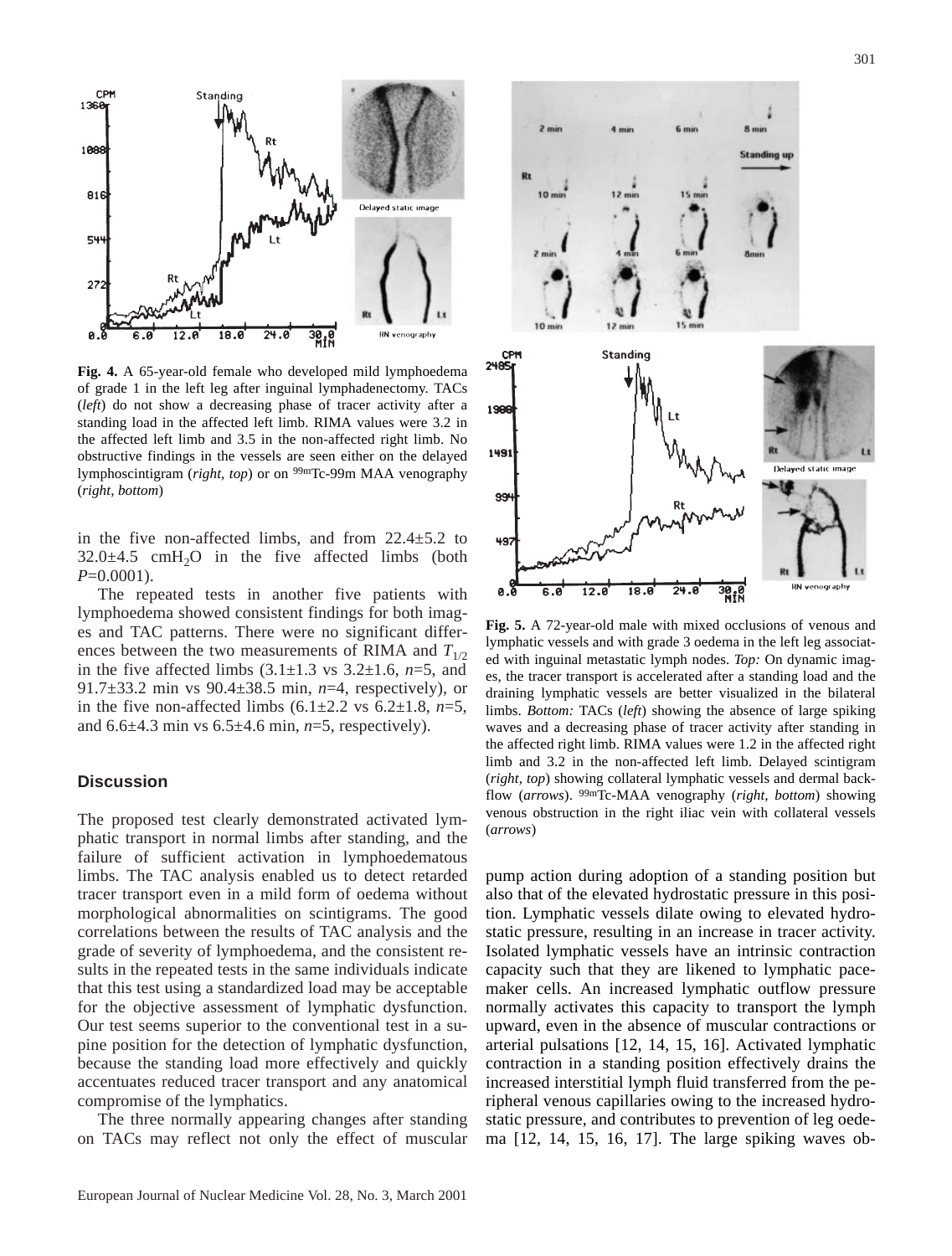**Fig. 4.** A 65-year-old female who developed mild lymphoedema of grade 1 in the left leg after inguinal lymphadenectomy. TACs (*left*) do not show a decreasing phase of tracer activity after a standing load in the affected left limb. RIMA values were 3.2 in the affected left limb and 3.5 in the non-affected right limb. No obstructive findings in the vessels are seen either on the delayed lymphoscintigram (*right, top*) or on $^{99m}$Tc-99m MAA venography (*right, bottom*)

in the five non-affected limbs, and from 22.4±5.2 to 32.0±4.5 cm$H_2O$ in the five affected limbs (both $P$=0.0001).

The repeated tests in another five patients with lymphoedema showed consistent findings for both images and TAC patterns. There were no significant differences between the two measurements of RIMA and $T_{1/2}$ in the five affected limbs (3.1±1.3 vs 3.2±1.6, $n$=5, and 91.7±33.2 min vs 90.4±38.5 min, $n$=4, respectively), or in the five non-affected limbs (6.1±2.2 vs 6.2±1.8, $n$=5, and 6.6±4.3 min vs 6.5±4.6 min, $n$=5, respectively).

## Discussion

The proposed test clearly demonstrated activated lymphatic transport in normal limbs after standing, and the failure of sufficient activation in lymphoedematous limbs. The TAC analysis enabled us to detect retarded tracer transport even in a mild form of oedema without morphological abnormalities on scintigrams. The good correlations between the results of TAC analysis and the grade of severity of lymphoedema, and the consistent results in the repeated tests in the same individuals indicate that this test using a standardized load may be acceptable for the objective assessment of lymphatic dysfunction. Our test seems superior to the conventional test in a supine position for the detection of lymphatic dysfunction, because the standing load more effectively and quickly accentuates reduced tracer transport and any anatomical compromise of the lymphatics.

The three normally appearing changes after standing on TACs may reflect not only the effect of muscular pump action during adoption of a standing position but also that of the elevated hydrostatic pressure in this position. Lymphatic vessels dilate owing to elevated hydrostatic pressure, resulting in an increase in tracer activity. Isolated lymphatic vessels have an intrinsic contraction capacity such that they are likened to lymphatic pacemaker cells. An increased lymphatic outflow pressure normally activates this capacity to transport the lymph upward, even in the absence of muscular contractions or arterial pulsations [12, 14, 15, 16]. Activated lymphatic contraction in a standing position effectively drains the increased interstitial lymph fluid transferred from the peripheral venous capillaries owing to the increased hydrostatic pressure, and contributes to prevention of leg oedema [12, 14, 15, 16, 17]. The large spiking waves ob-

**Fig. 5.** A 72-year-old male with mixed occlusions of venous and lymphatic vessels and with grade 3 oedema in the left leg associated with inguinal metastatic lymph nodes. *Top:* On dynamic images, the tracer transport is accelerated after a standing load and the draining lymphatic vessels are better visualized in the bilateral limbs. *Bottom:* TACs (*left*) showing the absence of large spiking waves and a decreasing phase of tracer activity after standing in the affected right limb. RIMA values were 1.2 in the affected right limb and 3.2 in the non-affected left limb. Delayed scintigram (*right, top*) showing collateral lymphatic vessels and dermal backflow (*arrows*). $^{99m}$Tc-MAA venography (*right, bottom*) showing venous obstruction in the right iliac vein with collateral vessels (*arrows*)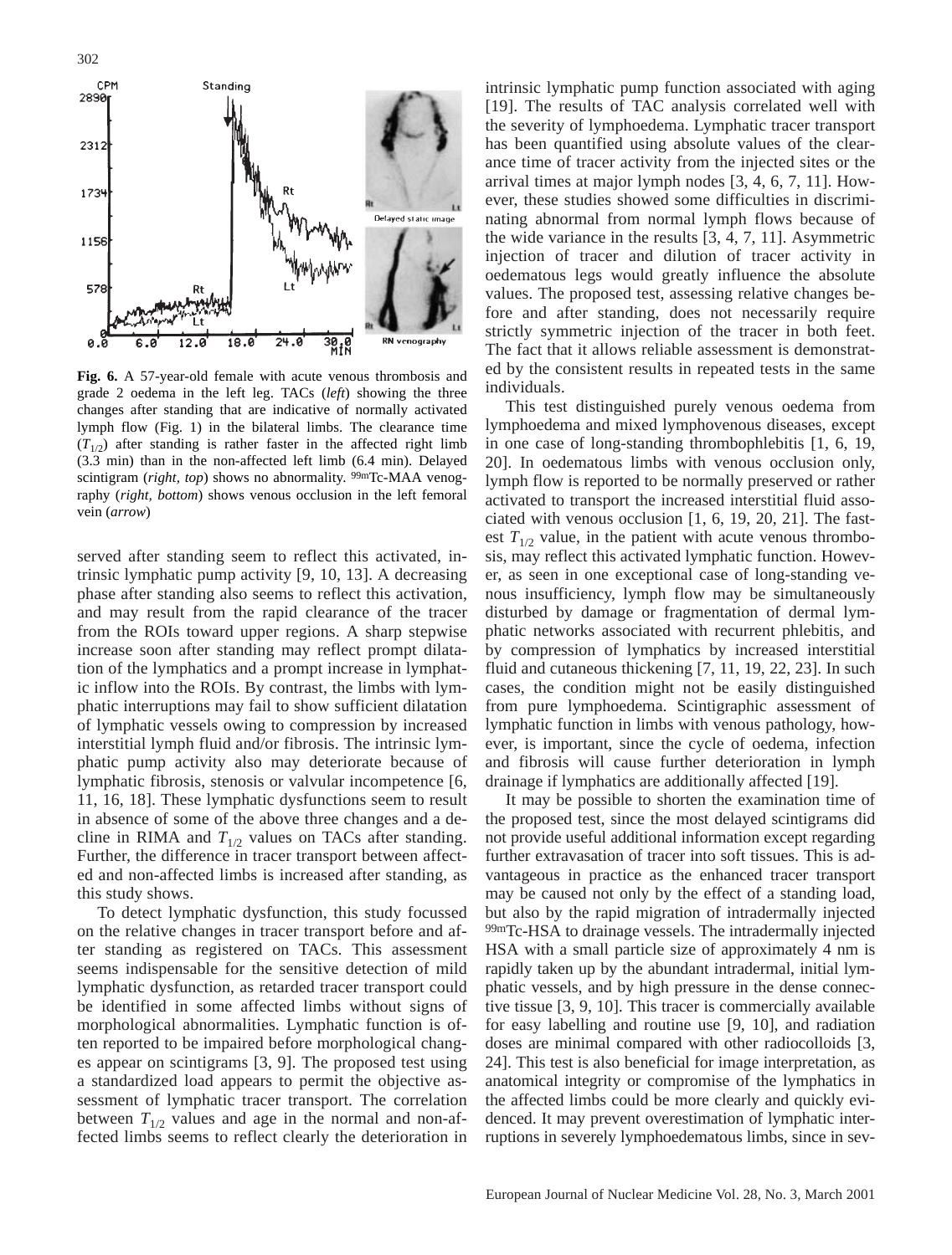**Fig. 6.** A 57-year-old female with acute venous thrombosis and grade 2 oedema in the left leg. TACs (*left*) showing the three changes after standing that are indicative of normally activated lymph flow (Fig. 1) in the bilateral limbs. The clearance time ($T_{1/2}$) after standing is rather faster in the affected right limb (3.3 min) than in the non-affected left limb (6.4 min). Delayed scintigram (*right, top*) shows no abnormality. $^{99m}$Tc-MAA venography (*right, bottom*) shows venous occlusion in the left femoral vein (*arrow*)

served after standing seem to reflect this activated, intrinsic lymphatic pump activity [9, 10, 13]. A decreasing phase after standing also seems to reflect this activation, and may result from the rapid clearance of the tracer from the ROIs toward upper regions. A sharp stepwise increase soon after standing may reflect prompt dilatation of the lymphatics and a prompt increase in lymphatic inflow into the ROIs. By contrast, the limbs with lymphatic interruptions may fail to show sufficient dilatation of lymphatic vessels owing to compression by increased interstitial lymph fluid and/or fibrosis. The intrinsic lymphatic pump activity also may deteriorate because of lymphatic fibrosis, stenosis or valvular incompetence [6, 11, 16, 18]. These lymphatic dysfunctions seem to result in absence of some of the above three changes and a decline in RIMA and $T_{1/2}$ values on TACs after standing. Further, the difference in tracer transport between affected and non-affected limbs is increased after standing, as this study shows.

To detect lymphatic dysfunction, this study focussed on the relative changes in tracer transport before and after standing as registered on TACs. This assessment seems indispensable for the sensitive detection of mild lymphatic dysfunction, as retarded tracer transport could be identified in some affected limbs without signs of morphological abnormalities. Lymphatic function is often reported to be impaired before morphological changes appear on scintigrams [3, 9]. The proposed test using a standardized load appears to permit the objective assessment of lymphatic tracer transport. The correlation between $T_{1/2}$ values and age in the normal and non-affected limbs seems to reflect clearly the deterioration in intrinsic lymphatic pump function associated with aging [19]. The results of TAC analysis correlated well with the severity of lymphoedema. Lymphatic tracer transport has been quantified using absolute values of the clearance time of tracer activity from the injected sites or the arrival times at major lymph nodes [3, 4, 6, 7, 11]. However, these studies showed some difficulties in discriminating abnormal from normal lymph flows because of the wide variance in the results [3, 4, 7, 11]. Asymmetric injection of tracer and dilution of tracer activity in oedematous legs would greatly influence the absolute values. The proposed test, assessing relative changes before and after standing, does not necessarily require strictly symmetric injection of the tracer in both feet. The fact that it allows reliable assessment is demonstrated by the consistent results in repeated tests in the same individuals.

This test distinguished purely venous oedema from lymphoedema and mixed lymphovenous diseases, except in one case of long-standing thrombophlebitis [1, 6, 19, 20]. In oedematous limbs with venous occlusion only, lymph flow is reported to be normally preserved or rather activated to transport the increased interstitial fluid associated with venous occlusion [1, 6, 19, 20, 21]. The fastest $T_{1/2}$ value, in the patient with acute venous thrombosis, may reflect this activated lymphatic function. However, as seen in one exceptional case of long-standing venous insufficiency, lymph flow may be simultaneously disturbed by damage or fragmentation of dermal lymphatic networks associated with recurrent phlebitis, and by compression of lymphatics by increased interstitial fluid and cutaneous thickening [7, 11, 19, 22, 23]. In such cases, the condition might not be easily distinguished from pure lymphoedema. Scintigraphic assessment of lymphatic function in limbs with venous pathology, however, is important, since the cycle of oedema, infection and fibrosis will cause further deterioration in lymph drainage if lymphatics are additionally affected [19].

It may be possible to shorten the examination time of the proposed test, since the most delayed scintigrams did not provide useful additional information except regarding further extravasation of tracer into soft tissues. This is advantageous in practice as the enhanced tracer transport may be caused not only by the effect of a standing load, but also by the rapid migration of intradermally injected $^{99m}$Tc-HSA to drainage vessels. The intradermally injected HSA with a small particle size of approximately 4 nm is rapidly taken up by the abundant intradermal, initial lymphatic vessels, and by high pressure in the dense connective tissue [3, 9, 10]. This tracer is commercially available for easy labelling and routine use [9, 10], and radiation doses are minimal compared with other radiocolloids [3, 24]. This test is also beneficial for image interpretation, as anatomical integrity or compromise of the lymphatics in the affected limbs could be more clearly and quickly evidenced. It may prevent overestimation of lymphatic interruptions in severely lymphoedematous limbs, since in sev-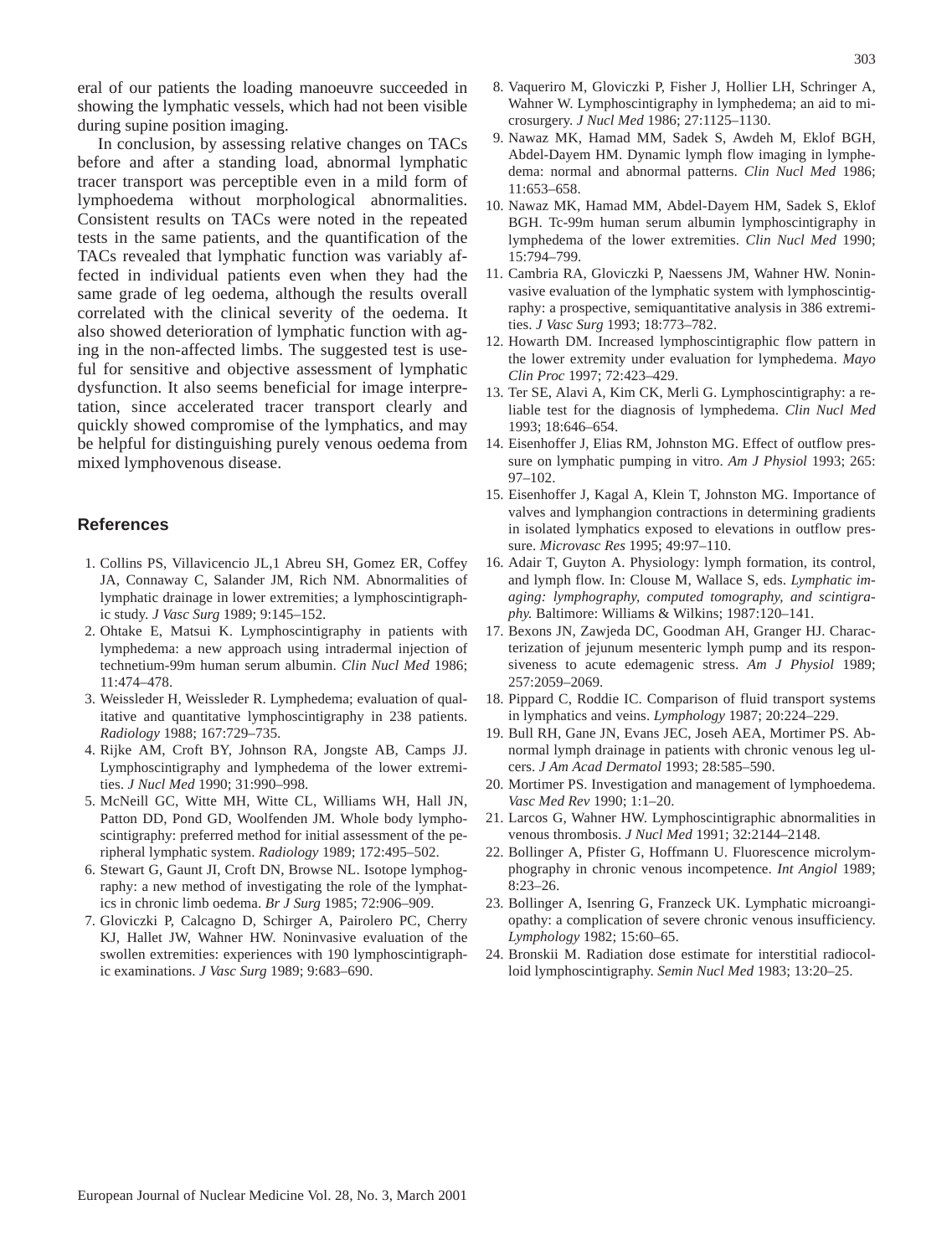eral of our patients the loading manoeuvre succeeded in showing the lymphatic vessels, which had not been visible during supine position imaging.

In conclusion, by assessing relative changes on TACs before and after a standing load, abnormal lymphatic tracer transport was perceptible even in a mild form of lymphoedema without morphological abnormalities. Consistent results on TACs were noted in the repeated tests in the same patients, and the quantification of the TACs revealed that lymphatic function was variably affected in individual patients even when they had the same grade of leg oedema, although the results overall correlated with the clinical severity of the oedema. It also showed deterioration of lymphatic function with aging in the non-affected limbs. The suggested test is useful for sensitive and objective assessment of lymphatic dysfunction. It also seems beneficial for image interpretation, since accelerated tracer transport clearly and quickly showed compromise of the lymphatics, and may be helpful for distinguishing purely venous oedema from mixed lymphovenous disease.

## References

1. Collins PS, Villavicencio JL,1 Abreu SH, Gomez ER, Coffey JA, Connaway C, Salander JM, Rich NM. Abnormalities of lymphatic drainage in lower extremities; a lymphoscintigraphic study. *J Vasc Surg* 1989; 9:145–152.
2. Ohtake E, Matsui K. Lymphoscintigraphy in patients with lymphedema: a new approach using intradermal injection of technetium-99m human serum albumin. *Clin Nucl Med* 1986; 11:474–478.
3. Weissleder H, Weissleder R. Lymphedema; evaluation of qualitative and quantitative lymphoscintigraphy in 238 patients. *Radiology* 1988; 167:729–735.
4. Rijke AM, Croft BY, Johnson RA, Jongste AB, Camps JJ. Lymphoscintigraphy and lymphedema of the lower extremities. *J Nucl Med* 1990; 31:990–998.
5. McNeill GC, Witte MH, Witte CL, Williams WH, Hall JN, Patton DD, Pond GD, Woolfenden JM. Whole body lymphoscintigraphy: preferred method for initial assessment of the peripheral lymphatic system. *Radiology* 1989; 172:495–502.
6. Stewart G, Gaunt JI, Croft DN, Browse NL. Isotope lymphography: a new method of investigating the role of the lymphatics in chronic limb oedema. *Br J Surg* 1985; 72:906–909.
7. Gloviczki P, Calcagno D, Schirger A, Pairolero PC, Cherry KJ, Hallet JW, Wahner HW. Noninvasive evaluation of the swollen extremities: experiences with 190 lymphoscintigraphic examinations. *J Vasc Surg* 1989; 9:683–690.
8. Vaqueriro M, Gloviczki P, Fisher J, Hollier LH, Schringer A, Wahner W. Lymphoscintigraphy in lymphedema; an aid to microsurgery. *J Nucl Med* 1986; 27:1125–1130.
9. Nawaz MK, Hamad MM, Sadek S, Awdeh M, Eklof BGH, Abdel-Dayem HM. Dynamic lymph flow imaging in lymphedema: normal and abnormal patterns. *Clin Nucl Med* 1986; 11:653–658.
10. Nawaz MK, Hamad MM, Abdel-Dayem HM, Sadek S, Eklof BGH. Tc-99m human serum albumin lymphoscintigraphy in lymphedema of the lower extremities. *Clin Nucl Med* 1990; 15:794–799.
11. Cambria RA, Gloviczki P, Naessens JM, Wahner HW. Noninvasive evaluation of the lymphatic system with lymphoscintigraphy: a prospective, semiquantitative analysis in 386 extremities. *J Vasc Surg* 1993; 18:773–782.
12. Howarth DM. Increased lymphoscintigraphic flow pattern in the lower extremity under evaluation for lymphedema. *Mayo Clin Proc* 1997; 72:423–429.
13. Ter SE, Alavi A, Kim CK, Merli G. Lymphoscintigraphy: a reliable test for the diagnosis of lymphedema. *Clin Nucl Med* 1993; 18:646–654.
14. Eisenhoffer J, Elias RM, Johnston MG. Effect of outflow pressure on lymphatic pumping in vitro. *Am J Physiol* 1993; 265: 97–102.
15. Eisenhoffer J, Kagal A, Klein T, Johnston MG. Importance of valves and lymphangion contractions in determining gradients in isolated lymphatics exposed to elevations in outflow pressure. *Microvasc Res* 1995; 49:97–110.
16. Adair T, Guyton A. Physiology: lymph formation, its control, and lymph flow. In: Clouse M, Wallace S, eds. *Lymphatic imaging: lymphography, computed tomography, and scintigraphy.* Baltimore: Williams & Wilkins; 1987:120–141.
17. Bexons JN, Zawjeda DC, Goodman AH, Granger HJ. Characterization of jejunum mesenteric lymph pump and its responsiveness to acute edemagenic stress. *Am J Physiol* 1989; 257:2059–2069.
18. Pippard C, Roddie IC. Comparison of fluid transport systems in lymphatics and veins. *Lymphology* 1987; 20:224–229.
19. Bull RH, Gane JN, Evans JEC, Joseh AEA, Mortimer PS. Abnormal lymph drainage in patients with chronic venous leg ulcers. *J Am Acad Dermatol* 1993; 28:585–590.
20. Mortimer PS. Investigation and management of lymphoedema. *Vasc Med Rev* 1990; 1:1–20.
21. Larcos G, Wahner HW. Lymphoscintigraphic abnormalities in venous thrombosis. *J Nucl Med* 1991; 32:2144–2148.
22. Bollinger A, Pfister G, Hoffmann U. Fluorescence microlymphography in chronic venous incompetence. *Int Angiol* 1989; 8:23–26.
23. Bollinger A, Isenring G, Franzeck UK. Lymphatic microangiopathy: a complication of severe chronic venous insufficiency. *Lymphology* 1982; 15:60–65.
24. Bronskii M. Radiation dose estimate for interstitial radiocolloid lymphoscintigraphy. *Semin Nucl Med* 1983; 13:20–25.